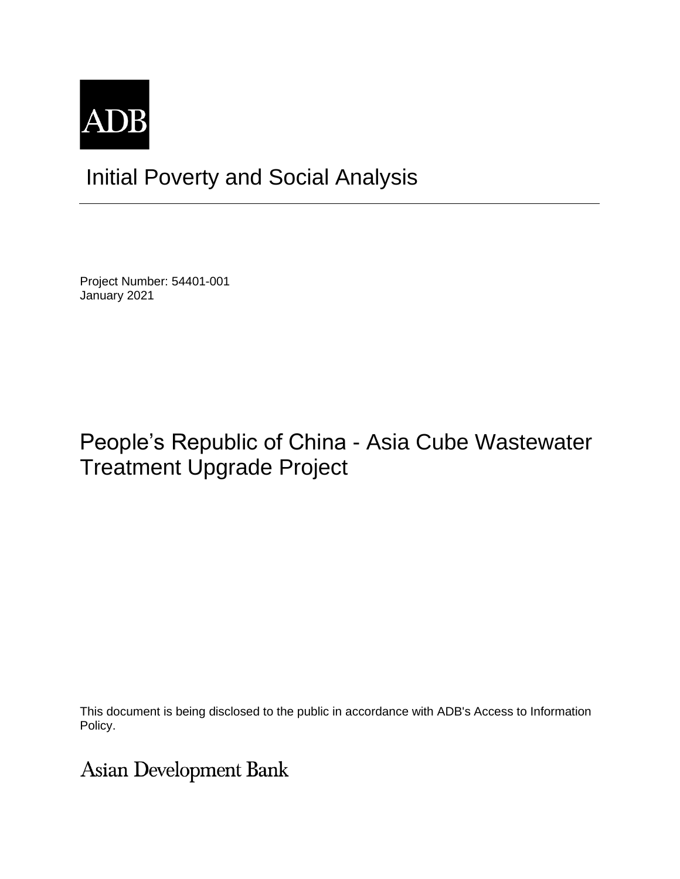ADB

# Initial Poverty and Social Analysis

Project Number: 54401-001
January 2021

# People’s Republic of China - Asia Cube Wastewater Treatment Upgrade Project

This document is being disclosed to the public in accordance with ADB's Access to Information Policy.

Asian Development Bank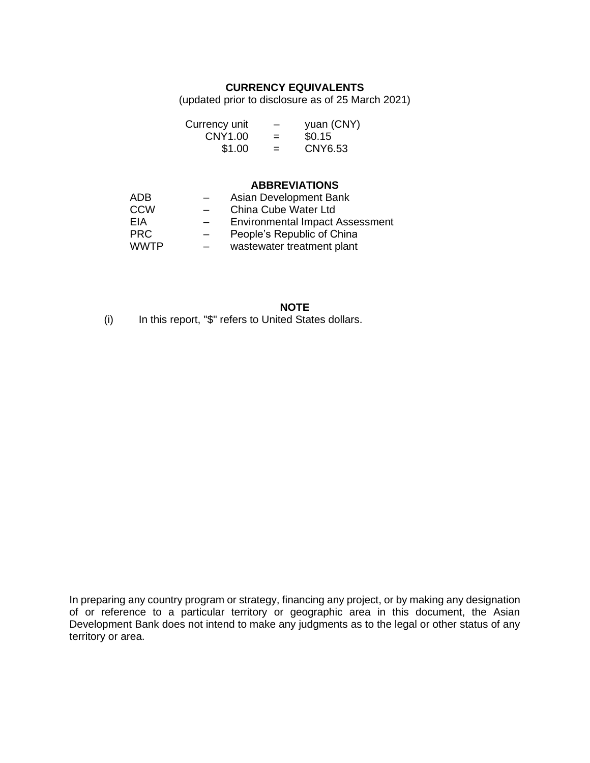## CURRENCY EQUIVALENTS

(updated prior to disclosure as of 25 March 2021)

| | | |
|---|---|---|
| Currency unit | – | yuan (CNY) |
| CNY1.00 | = | \$0.15 |
| \$1.00 | = | CNY6.53 |

## ABBREVIATIONS

| | | |
|---|---|---|
| ADB | – | Asian Development Bank |
| CCW | – | China Cube Water Ltd |
| EIA | – | Environmental Impact Assessment |
| PRC | – | People's Republic of China |
| WWTP | – | wastewater treatment plant |

## NOTE

(i) In this report, "$" refers to United States dollars.

In preparing any country program or strategy, financing any project, or by making any designation of or reference to a particular territory or geographic area in this document, the Asian Development Bank does not intend to make any judgments as to the legal or other status of any territory or area.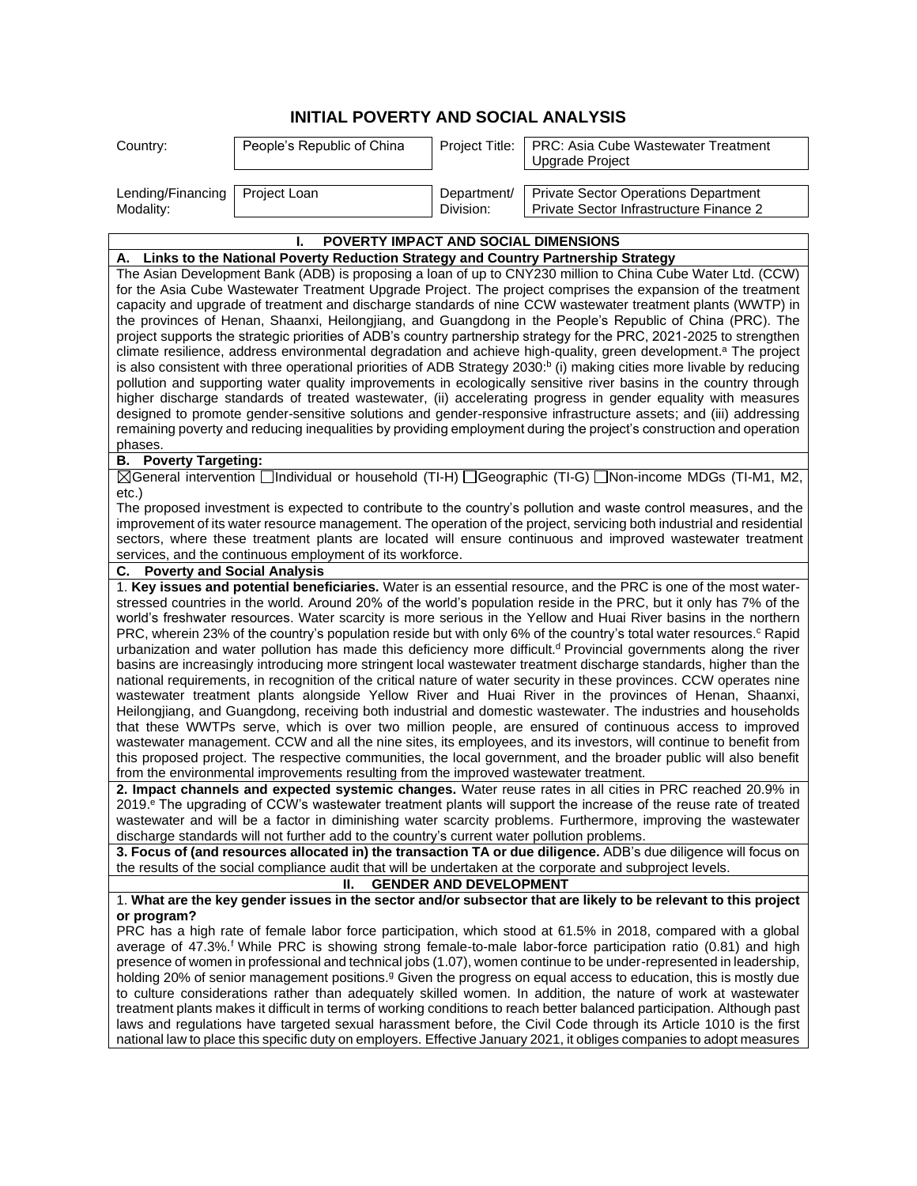# INITIAL POVERTY AND SOCIAL ANALYSIS

| Country: | People's Republic of China | Project Title: | PRC: Asia Cube Wastewater Treatment Upgrade Project |
|---|---|---|---|
| Lending/Financing Modality: | Project Loan | Department/ Division: | Private Sector Operations Department Private Sector Infrastructure Finance 2 |

## I. POVERTY IMPACT AND SOCIAL DIMENSIONS

### A. Links to the National Poverty Reduction Strategy and Country Partnership Strategy

The Asian Development Bank (ADB) is proposing a loan of up to CNY230 million to China Cube Water Ltd. (CCW) for the Asia Cube Wastewater Treatment Upgrade Project. The project comprises the expansion of the treatment capacity and upgrade of treatment and discharge standards of nine CCW wastewater treatment plants (WWTP) in the provinces of Henan, Shaanxi, Heilongjiang, and Guangdong in the People's Republic of China (PRC). The project supports the strategic priorities of ADB's country partnership strategy for the PRC, 2021-2025 to strengthen climate resilience, address environmental degradation and achieve high-quality, green development.[a] The project is also consistent with three operational priorities of ADB Strategy 2030:[b] (i) making cities more livable by reducing pollution and supporting water quality improvements in ecologically sensitive river basins in the country through higher discharge standards of treated wastewater, (ii) accelerating progress in gender equality with measures designed to promote gender-sensitive solutions and gender-responsive infrastructure assets; and (iii) addressing remaining poverty and reducing inequalities by providing employment during the project's construction and operation phases.

### B. Poverty Targeting:

☒General intervention ☐Individual or household (TI-H) ☐Geographic (TI-G) ☐Non-income MDGs (TI-M1, M2, etc.)

The proposed investment is expected to contribute to the country's pollution and waste control measures, and the improvement of its water resource management. The operation of the project, servicing both industrial and residential sectors, where these treatment plants are located will ensure continuous and improved wastewater treatment services, and the continuous employment of its workforce.

### C. Poverty and Social Analysis

1. **Key issues and potential beneficiaries.** Water is an essential resource, and the PRC is one of the most water-stressed countries in the world. Around 20% of the world's population reside in the PRC, but it only has 7% of the world's freshwater resources. Water scarcity is more serious in the Yellow and Huai River basins in the northern PRC, wherein 23% of the country's population reside but with only 6% of the country's total water resources.[c] Rapid urbanization and water pollution has made this deficiency more difficult.[d] Provincial governments along the river basins are increasingly introducing more stringent local wastewater treatment discharge standards, higher than the national requirements, in recognition of the critical nature of water security in these provinces. CCW operates nine wastewater treatment plants alongside Yellow River and Huai River in the provinces of Henan, Shaanxi, Heilongjiang, and Guangdong, receiving both industrial and domestic wastewater. The industries and households that these WWTPs serve, which is over two million people, are ensured of continuous access to improved wastewater management. CCW and all the nine sites, its employees, and its investors, will continue to benefit from this proposed project. The respective communities, the local government, and the broader public will also benefit from the environmental improvements resulting from the improved wastewater treatment.

**2. Impact channels and expected systemic changes.** Water reuse rates in all cities in PRC reached 20.9% in 2019.[e] The upgrading of CCW's wastewater treatment plants will support the increase of the reuse rate of treated wastewater and will be a factor in diminishing water scarcity problems. Furthermore, improving the wastewater discharge standards will not further add to the country's current water pollution problems.

**3. Focus of (and resources allocated in) the transaction TA or due diligence.** ADB's due diligence will focus on the results of the social compliance audit that will be undertaken at the corporate and subproject levels.

## II. GENDER AND DEVELOPMENT

1. **What are the key gender issues in the sector and/or subsector that are likely to be relevant to this project or program?**

PRC has a high rate of female labor force participation, which stood at 61.5% in 2018, compared with a global average of 47.3%.[f] While PRC is showing strong female-to-male labor-force participation ratio (0.81) and high presence of women in professional and technical jobs (1.07), women continue to be under-represented in leadership, holding 20% of senior management positions.[g] Given the progress on equal access to education, this is mostly due to culture considerations rather than adequately skilled women. In addition, the nature of work at wastewater treatment plants makes it difficult in terms of working conditions to reach better balanced participation. Although past laws and regulations have targeted sexual harassment before, the Civil Code through its Article 1010 is the first national law to place this specific duty on employers. Effective January 2021, it obliges companies to adopt measures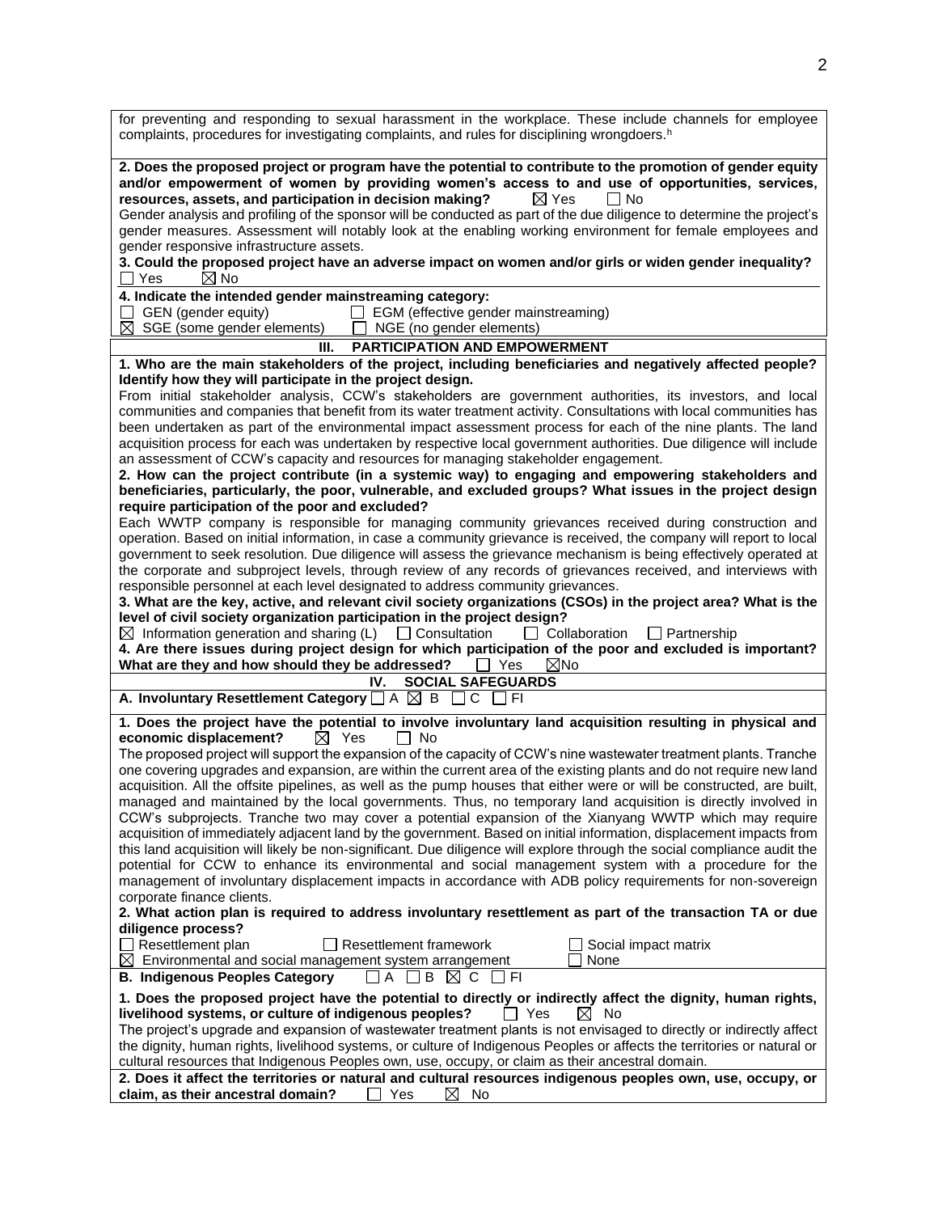for preventing and responding to sexual harassment in the workplace. These include channels for employee complaints, procedures for investigating complaints, and rules for disciplining wrongdoers.[h]

**2. Does the proposed project or program have the potential to contribute to the promotion of gender equity and/or empowerment of women by providing women's access to and use of opportunities, services, resources, assets, and participation in decision making?** ☒ Yes ☐ No

Gender analysis and profiling of the sponsor will be conducted as part of the due diligence to determine the project's gender measures. Assessment will notably look at the enabling working environment for female employees and gender responsive infrastructure assets.

**3. Could the proposed project have an adverse impact on women and/or girls or widen gender inequality?**
☐ Yes ☒ No

**4. Indicate the intended gender mainstreaming category:**
☐ GEN (gender equity) ☐ EGM (effective gender mainstreaming)
☒ SGE (some gender elements) ☐ NGE (no gender elements)

## III. PARTICIPATION AND EMPOWERMENT

**1. Who are the main stakeholders of the project, including beneficiaries and negatively affected people? Identify how they will participate in the project design.**

From initial stakeholder analysis, CCW's stakeholders are government authorities, its investors, and local communities and companies that benefit from its water treatment activity. Consultations with local communities has been undertaken as part of the environmental impact assessment process for each of the nine plants. The land acquisition process for each was undertaken by respective local government authorities. Due diligence will include an assessment of CCW's capacity and resources for managing stakeholder engagement.

**2. How can the project contribute (in a systemic way) to engaging and empowering stakeholders and beneficiaries, particularly, the poor, vulnerable, and excluded groups? What issues in the project design require participation of the poor and excluded?**

Each WWTP company is responsible for managing community grievances received during construction and operation. Based on initial information, in case a community grievance is received, the company will report to local government to seek resolution. Due diligence will assess the grievance mechanism is being effectively operated at the corporate and subproject levels, through review of any records of grievances received, and interviews with responsible personnel at each level designated to address community grievances.

**3. What are the key, active, and relevant civil society organizations (CSOs) in the project area? What is the level of civil society organization participation in the project design?**
☒ Information generation and sharing (L) ☐ Consultation ☐ Collaboration ☐ Partnership

**4. Are there issues during project design for which participation of the poor and excluded is important? What are they and how should they be addressed?** ☐ Yes ☒No

## IV. SOCIAL SAFEGUARDS

**A. Involuntary Resettlement Category** ☐ A ☒ B ☐ C ☐ FI

**1. Does the project have the potential to involve involuntary land acquisition resulting in physical and economic displacement?** ☒ Yes ☐ No

The proposed project will support the expansion of the capacity of CCW's nine wastewater treatment plants. Tranche one covering upgrades and expansion, are within the current area of the existing plants and do not require new land acquisition. All the offsite pipelines, as well as the pump houses that either were or will be constructed, are built, managed and maintained by the local governments. Thus, no temporary land acquisition is directly involved in CCW's subprojects. Tranche two may cover a potential expansion of the Xianyang WWTP which may require acquisition of immediately adjacent land by the government. Based on initial information, displacement impacts from this land acquisition will likely be non-significant. Due diligence will explore through the social compliance audit the potential for CCW to enhance its environmental and social management system with a procedure for the management of involuntary displacement impacts in accordance with ADB policy requirements for non-sovereign corporate finance clients.

**2. What action plan is required to address involuntary resettlement as part of the transaction TA or due diligence process?**
☐ Resettlement plan ☐ Resettlement framework ☐ Social impact matrix
☒ Environmental and social management system arrangement ☐ None

**B. Indigenous Peoples Category** ☐ A ☐ B ☒ C ☐ FI

**1. Does the proposed project have the potential to directly or indirectly affect the dignity, human rights, livelihood systems, or culture of indigenous peoples?** ☐ Yes ☒ No

The project's upgrade and expansion of wastewater treatment plants is not envisaged to directly or indirectly affect the dignity, human rights, livelihood systems, or culture of Indigenous Peoples or affects the territories or natural or cultural resources that Indigenous Peoples own, use, occupy, or claim as their ancestral domain.

**2. Does it affect the territories or natural and cultural resources indigenous peoples own, use, occupy, or claim, as their ancestral domain?** ☐ Yes ☒ No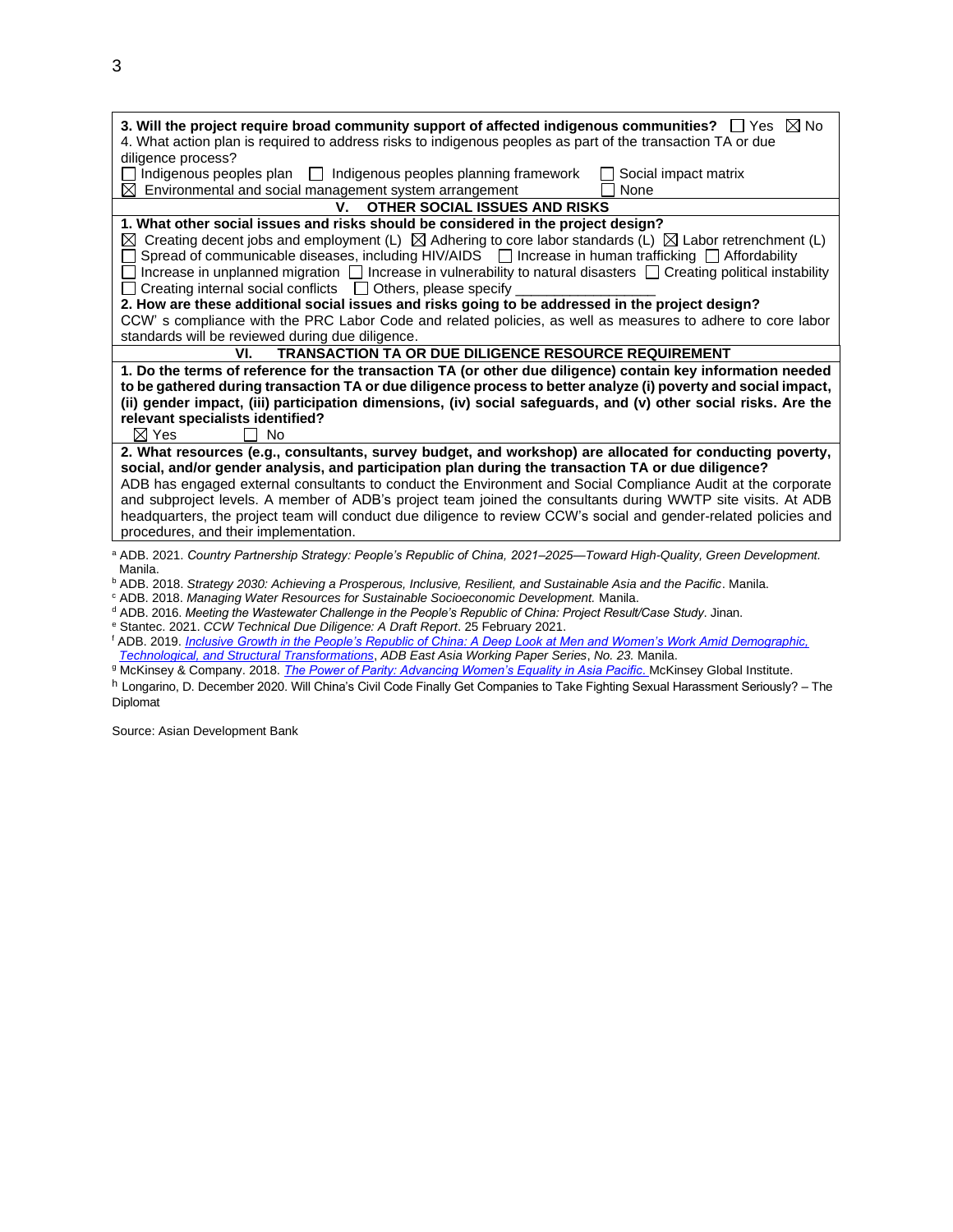**3. Will the project require broad community support of affected indigenous communities?** ☐ Yes ☒ No

4. What action plan is required to address risks to indigenous peoples as part of the transaction TA or due diligence process?

☐ Indigenous peoples plan ☐ Indigenous peoples planning framework ☐ Social impact matrix
☒ Environmental and social management system arrangement ☐ None

## V. OTHER SOCIAL ISSUES AND RISKS

**1. What other social issues and risks should be considered in the project design?**

☒ Creating decent jobs and employment (L) ☒ Adhering to core labor standards (L) ☒ Labor retrenchment (L)
☐ Spread of communicable diseases, including HIV/AIDS ☐ Increase in human trafficking ☐ Affordability
☐ Increase in unplanned migration ☐ Increase in vulnerability to natural disasters ☐ Creating political instability
☐ Creating internal social conflicts ☐ Others, please specify _________________

**2. How are these additional social issues and risks going to be addressed in the project design?**

CCW' s compliance with the PRC Labor Code and related policies, as well as measures to adhere to core labor standards will be reviewed during due diligence.

## VI. TRANSACTION TA OR DUE DILIGENCE RESOURCE REQUIREMENT

**1. Do the terms of reference for the transaction TA (or other due diligence) contain key information needed to be gathered during transaction TA or due diligence process to better analyze (i) poverty and social impact, (ii) gender impact, (iii) participation dimensions, (iv) social safeguards, and (v) other social risks. Are the relevant specialists identified?**

☒ Yes ☐ No

**2. What resources (e.g., consultants, survey budget, and workshop) are allocated for conducting poverty, social, and/or gender analysis, and participation plan during the transaction TA or due diligence?**

ADB has engaged external consultants to conduct the Environment and Social Compliance Audit at the corporate and subproject levels. A member of ADB's project team joined the consultants during WWTP site visits. At ADB headquarters, the project team will conduct due diligence to review CCW's social and gender-related policies and procedures, and their implementation.

[a] ADB. 2021. *Country Partnership Strategy: People's Republic of China, 2021–2025—Toward High-Quality, Green Development.* Manila.

[b] ADB. 2018. *Strategy 2030: Achieving a Prosperous, Inclusive, Resilient, and Sustainable Asia and the Pacific*. Manila.

[c] ADB. 2018. *Managing Water Resources for Sustainable Socioeconomic Development.* Manila.

[d] ADB. 2016. *Meeting the Wastewater Challenge in the People's Republic of China: Project Result/Case Study*. Jinan.

[e] Stantec. 2021. *CCW Technical Due Diligence: A Draft Report*. 25 February 2021.

[f] ADB. 2019. *Inclusive Growth in the People's Republic of China: A Deep Look at Men and Women's Work Amid Demographic, Technological, and Structural Transformations*, *ADB East Asia Working Paper Series*, *No. 23.* Manila.

[g] McKinsey & Company. 2018. *The Power of Parity: Advancing Women's Equality in Asia Pacific.* McKinsey Global Institute.

[h] Longarino, D. December 2020. Will China's Civil Code Finally Get Companies to Take Fighting Sexual Harassment Seriously? – The Diplomat

Source: Asian Development Bank